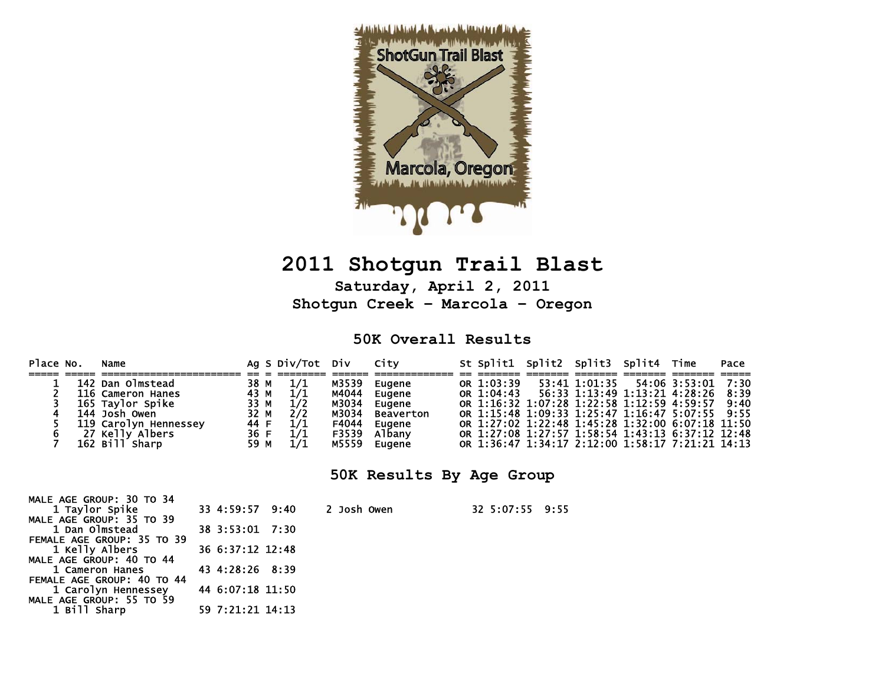# 2011 Shotgun Trail Blast

**Saturday, April 2, 2011**

**Shotgun Creek - Marcola - Oregon**

## 50K Overall Results

| Place | No. | Name | Ag | S | Div/Tot | Div | City | St | Split1 | Split2 | Split3 | Split4 | Time | Pace |
|---|---|---|---|---|---|---|---|---|---|---|---|---|---|---|
| 1 | 142 | Dan Olmstead | 38 | M | 1/1 | M3539 | Eugene | OR | 1:03:39 | 53:41 | 1:01:35 | 54:06 | 3:53:01 | 7:30 |
| 2 | 116 | Cameron Hanes | 43 | M | 1/1 | M4044 | Eugene | OR | 1:04:43 | 56:33 | 1:13:49 | 1:13:21 | 4:28:26 | 8:39 |
| 3 | 165 | Taylor Spike | 33 | M | 1/2 | M3034 | Eugene | OR | 1:16:32 | 1:07:28 | 1:22:58 | 1:12:59 | 4:59:57 | 9:40 |
| 4 | 144 | Josh Owen | 32 | M | 2/2 | M3034 | Beaverton | OR | 1:15:48 | 1:09:33 | 1:25:47 | 1:16:47 | 5:07:55 | 9:55 |
| 5 | 119 | Carolyn Hennessey | 44 | F | 1/1 | F4044 | Eugene | OR | 1:27:02 | 1:22:48 | 1:45:28 | 1:32:00 | 6:07:18 | 11:50 |
| 6 | 27 | Kelly Albers | 36 | F | 1/1 | F3539 | Albany | OR | 1:27:08 | 1:27:57 | 1:58:54 | 1:43:13 | 6:37:12 | 12:48 |
| 7 | 162 | Bill Sharp | 59 | M | 1/1 | M5559 | Eugene | OR | 1:36:47 | 1:34:17 | 2:12:00 | 1:58:17 | 7:21:21 | 14:13 |

## 50K Results By Age Group

MALE AGE GROUP: 30 TO 34

| Place | Name | Ag | Time | Pace |
|---|---|---|---|---|
| 1 | Taylor Spike | 33 | 4:59:57 | 9:40 |
| 2 | Josh Owen | 32 | 5:07:55 | 9:55 |

MALE AGE GROUP: 35 TO 39

| Place | Name | Ag | Time | Pace |
|---|---|---|---|---|
| 1 | Dan Olmstead | 38 | 3:53:01 | 7:30 |

FEMALE AGE GROUP: 35 TO 39

| Place | Name | Ag | Time | Pace |
|---|---|---|---|---|
| 1 | Kelly Albers | 36 | 6:37:12 | 12:48 |

MALE AGE GROUP: 40 TO 44

| Place | Name | Ag | Time | Pace |
|---|---|---|---|---|
| 1 | Cameron Hanes | 43 | 4:28:26 | 8:39 |

FEMALE AGE GROUP: 40 TO 44

| Place | Name | Ag | Time | Pace |
|---|---|---|---|---|
| 1 | Carolyn Hennessey | 44 | 6:07:18 | 11:50 |

MALE AGE GROUP: 55 TO 59

| Place | Name | Ag | Time | Pace |
|---|---|---|---|---|
| 1 | Bill Sharp | 59 | 7:21:21 | 14:13 |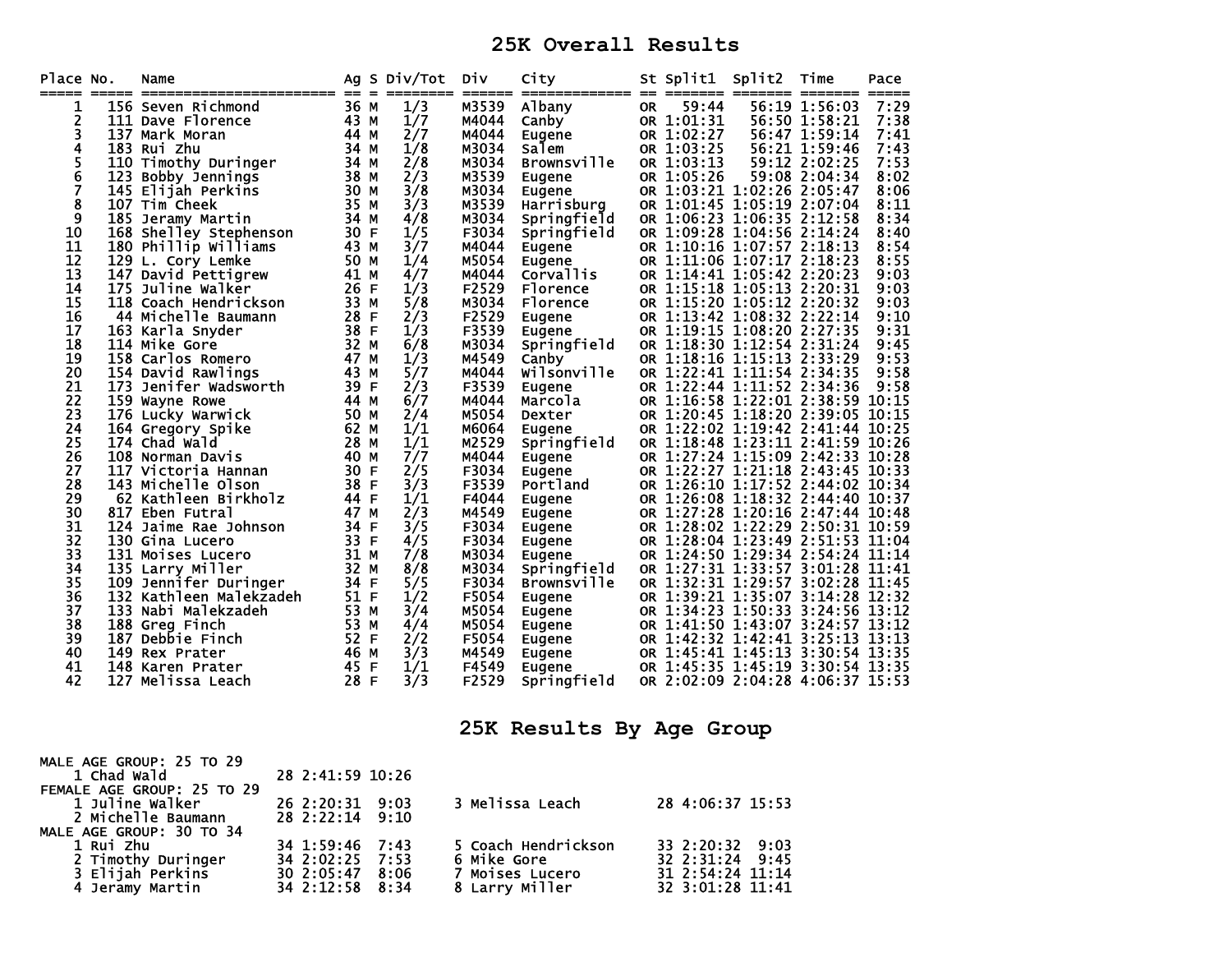# 25K Overall Results

| Place | No. | Name | Ag | S | Div/Tot | Div | City | St | Split1 | Split2 | Time | Pace |
|---|---|---|---|---|---|---|---|---|---|---|---|---|
| 1 | 156 | Seven Richmond | 36 | M | 1/3 | M3539 | Albany | OR | 59:44 | 56:19 | 1:56:03 | 7:29 |
| 2 | 111 | Dave Florence | 43 | M | 1/7 | M4044 | Canby | OR | 1:01:31 | 56:50 | 1:58:21 | 7:38 |
| 3 | 137 | Mark Moran | 44 | M | 2/7 | M4044 | Eugene | OR | 1:02:27 | 56:47 | 1:59:14 | 7:41 |
| 4 | 183 | Rui Zhu | 34 | M | 1/8 | M3034 | Salem | OR | 1:03:25 | 56:21 | 1:59:46 | 7:43 |
| 5 | 110 | Timothy Duringer | 34 | M | 2/8 | M3034 | Brownsville | OR | 1:03:13 | 59:12 | 2:02:25 | 7:53 |
| 6 | 123 | Bobby Jennings | 38 | M | 2/3 | M3539 | Eugene | OR | 1:05:26 | 59:08 | 2:04:34 | 8:02 |
| 7 | 145 | Elijah Perkins | 30 | M | 3/8 | M3034 | Eugene | OR | 1:03:21 | 1:02:26 | 2:05:47 | 8:06 |
| 8 | 107 | Tim Cheek | 35 | M | 3/3 | M3539 | Harrisburg | OR | 1:01:45 | 1:05:19 | 2:07:04 | 8:11 |
| 9 | 185 | Jeramy Martin | 34 | M | 4/8 | M3034 | Springfield | OR | 1:06:23 | 1:06:35 | 2:12:58 | 8:34 |
| 10 | 168 | Shelley Stephenson | 30 | F | 1/5 | F3034 | Springfield | OR | 1:09:28 | 1:04:56 | 2:14:24 | 8:40 |
| 11 | 180 | Phillip Williams | 43 | M | 3/7 | M4044 | Eugene | OR | 1:10:16 | 1:07:57 | 2:18:13 | 8:54 |
| 12 | 129 | L. Cory Lemke | 50 | M | 1/4 | M5054 | Eugene | OR | 1:11:06 | 1:07:17 | 2:18:23 | 8:55 |
| 13 | 147 | David Pettigrew | 41 | M | 4/7 | M4044 | Corvallis | OR | 1:14:41 | 1:05:42 | 2:20:23 | 9:03 |
| 14 | 175 | Juline Walker | 26 | F | 1/3 | F2529 | Florence | OR | 1:15:18 | 1:05:13 | 2:20:31 | 9:03 |
| 15 | 118 | Coach Hendrickson | 33 | M | 5/8 | M3034 | Florence | OR | 1:15:20 | 1:05:12 | 2:20:32 | 9:03 |
| 16 | 44 | Michelle Baumann | 28 | F | 2/3 | F2529 | Eugene | OR | 1:13:42 | 1:08:32 | 2:22:14 | 9:10 |
| 17 | 163 | Karla Snyder | 38 | F | 1/3 | F3539 | Eugene | OR | 1:19:15 | 1:08:20 | 2:27:35 | 9:31 |
| 18 | 114 | Mike Gore | 32 | M | 6/8 | M3034 | Springfield | OR | 1:18:30 | 1:12:54 | 2:31:24 | 9:45 |
| 19 | 158 | Carlos Romero | 47 | M | 1/3 | M4549 | Canby | OR | 1:18:16 | 1:15:13 | 2:33:29 | 9:53 |
| 20 | 154 | David Rawlings | 43 | M | 5/7 | M4044 | Wilsonville | OR | 1:22:41 | 1:11:54 | 2:34:35 | 9:58 |
| 21 | 173 | Jenifer Wadsworth | 39 | F | 2/3 | F3539 | Eugene | OR | 1:22:44 | 1:11:52 | 2:34:36 | 9:58 |
| 22 | 159 | Wayne Rowe | 44 | M | 6/7 | M4044 | Marcola | OR | 1:16:58 | 1:22:01 | 2:38:59 | 10:15 |
| 23 | 176 | Lucky Warwick | 50 | M | 2/4 | M5054 | Dexter | OR | 1:20:45 | 1:18:20 | 2:39:05 | 10:15 |
| 24 | 164 | Gregory Spike | 62 | M | 1/1 | M6064 | Eugene | OR | 1:22:02 | 1:19:42 | 2:41:44 | 10:25 |
| 25 | 174 | Chad Wald | 28 | M | 1/1 | M2529 | Springfield | OR | 1:18:48 | 1:23:11 | 2:41:59 | 10:26 |
| 26 | 108 | Norman Davis | 40 | M | 7/7 | M4044 | Eugene | OR | 1:27:24 | 1:15:09 | 2:42:33 | 10:28 |
| 27 | 117 | Victoria Hannan | 30 | F | 2/5 | F3034 | Eugene | OR | 1:22:27 | 1:21:18 | 2:43:45 | 10:33 |
| 28 | 143 | Michelle Olson | 38 | F | 3/3 | F3539 | Portland | OR | 1:26:10 | 1:17:52 | 2:44:02 | 10:34 |
| 29 | 62 | Kathleen Birkholz | 44 | F | 1/1 | F4044 | Eugene | OR | 1:26:08 | 1:18:32 | 2:44:40 | 10:37 |
| 30 | 817 | Eben Futral | 47 | M | 2/3 | M4549 | Eugene | OR | 1:27:28 | 1:20:16 | 2:47:44 | 10:48 |
| 31 | 124 | Jaime Rae Johnson | 34 | F | 3/5 | F3034 | Eugene | OR | 1:28:02 | 1:22:29 | 2:50:31 | 10:59 |
| 32 | 130 | Gina Lucero | 33 | F | 4/5 | F3034 | Eugene | OR | 1:28:04 | 1:23:49 | 2:51:53 | 11:04 |
| 33 | 131 | Moises Lucero | 31 | M | 7/8 | M3034 | Eugene | OR | 1:24:50 | 1:29:34 | 2:54:24 | 11:14 |
| 34 | 135 | Larry Miller | 32 | M | 8/8 | M3034 | Springfield | OR | 1:27:31 | 1:33:57 | 3:01:28 | 11:41 |
| 35 | 109 | Jennifer Duringer | 34 | F | 5/5 | F3034 | Brownsville | OR | 1:32:31 | 1:29:57 | 3:02:28 | 11:45 |
| 36 | 132 | Kathleen Malekzadeh | 51 | F | 1/2 | F5054 | Eugene | OR | 1:39:21 | 1:35:07 | 3:14:28 | 12:32 |
| 37 | 133 | Nabi Malekzadeh | 53 | M | 3/4 | M5054 | Eugene | OR | 1:34:23 | 1:50:33 | 3:24:56 | 13:12 |
| 38 | 188 | Greg Finch | 53 | M | 4/4 | M5054 | Eugene | OR | 1:41:50 | 1:43:07 | 3:24:57 | 13:12 |
| 39 | 187 | Debbie Finch | 52 | F | 2/2 | F5054 | Eugene | OR | 1:42:32 | 1:42:41 | 3:25:13 | 13:13 |
| 40 | 149 | Rex Prater | 46 | M | 3/3 | M4549 | Eugene | OR | 1:45:41 | 1:45:13 | 3:30:54 | 13:35 |
| 41 | 148 | Karen Prater | 45 | F | 1/1 | F4549 | Eugene | OR | 1:45:35 | 1:45:19 | 3:30:54 | 13:35 |
| 42 | 127 | Melissa Leach | 28 | F | 3/3 | F2529 | Springfield | OR | 2:02:09 | 2:04:28 | 4:06:37 | 15:53 |

# 25K Results By Age Group

**MALE AGE GROUP: 25 TO 29**

| Place | Name | Age | Time | Pace |
|---|---|---|---|---|
| 1 | Chad Wald | 28 | 2:41:59 | 10:26 |

**FEMALE AGE GROUP: 25 TO 29**

| Place | Name | Age | Time | Pace |
|---|---|---|---|---|
| 1 | Juline Walker | 26 | 2:20:31 | 9:03 |
| 2 | Michelle Baumann | 28 | 2:22:14 | 9:10 |
| 3 | Melissa Leach | 28 | 4:06:37 | 15:53 |

**MALE AGE GROUP: 30 TO 34**

| Place | Name | Age | Time | Pace |
|---|---|---|---|---|
| 1 | Rui Zhu | 34 | 1:59:46 | 7:43 |
| 2 | Timothy Duringer | 34 | 2:02:25 | 7:53 |
| 3 | Elijah Perkins | 30 | 2:05:47 | 8:06 |
| 4 | Jeramy Martin | 34 | 2:12:58 | 8:34 |
| 5 | Coach Hendrickson | 33 | 2:20:32 | 9:03 |
| 6 | Mike Gore | 32 | 2:31:24 | 9:45 |
| 7 | Moises Lucero | 31 | 2:54:24 | 11:14 |
| 8 | Larry Miller | 32 | 3:01:28 | 11:41 |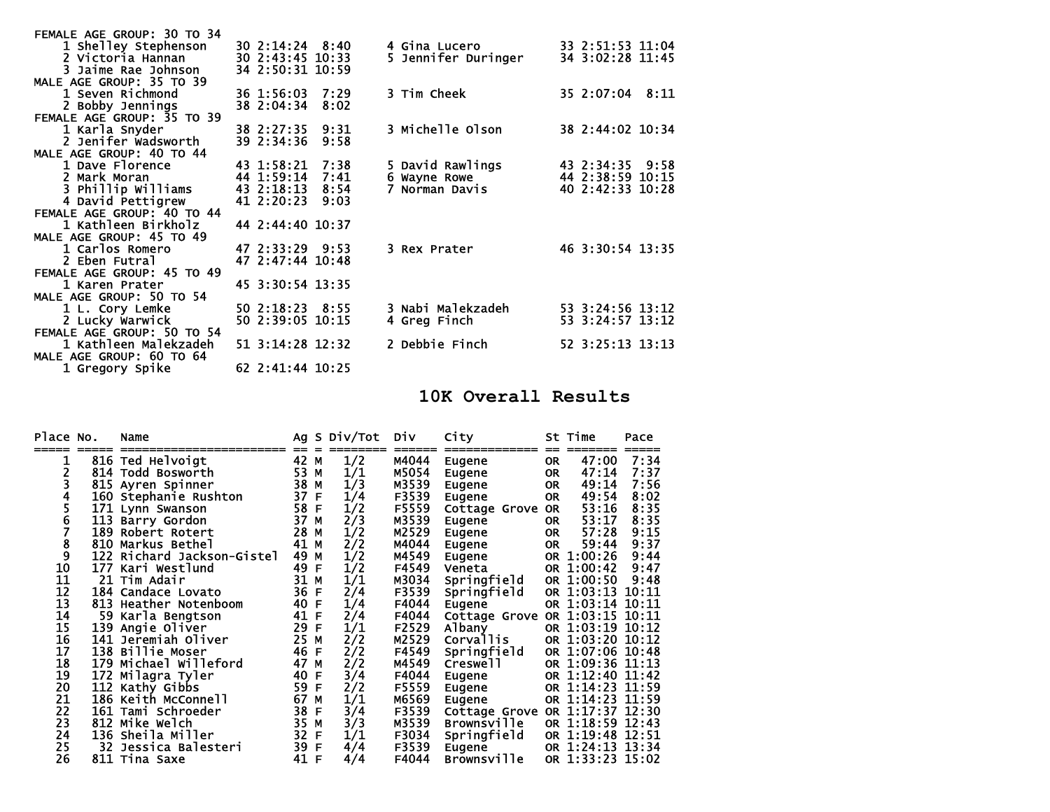FEMALE AGE GROUP: 30 TO 34

| Place | Name | Age | Time | Pace |
|---|---|---|---|---|
| 1 | Shelley Stephenson | 30 | 2:14:24 | 8:40 |
| 2 | Victoria Hannan | 30 | 2:43:45 | 10:33 |
| 3 | Jaime Rae Johnson | 34 | 2:50:31 | 10:59 |
| 4 | Gina Lucero | 33 | 2:51:53 | 11:04 |
| 5 | Jennifer Duringer | 34 | 3:02:28 | 11:45 |

MALE AGE GROUP: 35 TO 39

| Place | Name | Age | Time | Pace |
|---|---|---|---|---|
| 1 | Seven Richmond | 36 | 1:56:03 | 7:29 |
| 2 | Bobby Jennings | 38 | 2:04:34 | 8:02 |
| 3 | Tim Cheek | 35 | 2:07:04 | 8:11 |

FEMALE AGE GROUP: 35 TO 39

| Place | Name | Age | Time | Pace |
|---|---|---|---|---|
| 1 | Karla Snyder | 38 | 2:27:35 | 9:31 |
| 2 | Jenifer Wadsworth | 39 | 2:34:36 | 9:58 |
| 3 | Michelle Olson | 38 | 2:44:02 | 10:34 |

MALE AGE GROUP: 40 TO 44

| Place | Name | Age | Time | Pace |
|---|---|---|---|---|
| 1 | Dave Florence | 43 | 1:58:21 | 7:38 |
| 2 | Mark Moran | 44 | 1:59:14 | 7:41 |
| 3 | Phillip Williams | 43 | 2:18:13 | 8:54 |
| 4 | David Pettigrew | 41 | 2:20:23 | 9:03 |
| 5 | David Rawlings | 43 | 2:34:35 | 9:58 |
| 6 | Wayne Rowe | 44 | 2:38:59 | 10:15 |
| 7 | Norman Davis | 40 | 2:42:33 | 10:28 |

FEMALE AGE GROUP: 40 TO 44

| Place | Name | Age | Time | Pace |
|---|---|---|---|---|
| 1 | Kathleen Birkholz | 44 | 2:44:40 | 10:37 |

MALE AGE GROUP: 45 TO 49

| Place | Name | Age | Time | Pace |
|---|---|---|---|---|
| 1 | Carlos Romero | 47 | 2:33:29 | 9:53 |
| 2 | Eben Futral | 47 | 2:47:44 | 10:48 |
| 3 | Rex Prater | 46 | 3:30:54 | 13:35 |

FEMALE AGE GROUP: 45 TO 49

| Place | Name | Age | Time | Pace |
|---|---|---|---|---|
| 1 | Karen Prater | 45 | 3:30:54 | 13:35 |

MALE AGE GROUP: 50 TO 54

| Place | Name | Age | Time | Pace |
|---|---|---|---|---|
| 1 | L. Cory Lemke | 50 | 2:18:23 | 8:55 |
| 2 | Lucky Warwick | 50 | 2:39:05 | 10:15 |
| 3 | Nabi Malekzadeh | 53 | 3:24:56 | 13:12 |
| 4 | Greg Finch | 53 | 3:24:57 | 13:12 |

FEMALE AGE GROUP: 50 TO 54

| Place | Name | Age | Time | Pace |
|---|---|---|---|---|
| 1 | Kathleen Malekzadeh | 51 | 3:14:28 | 12:32 |
| 2 | Debbie Finch | 52 | 3:25:13 | 13:13 |

MALE AGE GROUP: 60 TO 64

| Place | Name | Age | Time | Pace |
|---|---|---|---|---|
| 1 | Gregory Spike | 62 | 2:41:44 | 10:25 |

## 10K Overall Results

| Place | No. | Name | Ag | S | Div/Tot | Div | City | St | Time | Pace |
|---|---|---|---|---|---|---|---|---|---|---|
| 1 | 816 | Ted Helvoigt | 42 | M | 1/2 | M4044 | Eugene | OR | 47:00 | 7:34 |
| 2 | 814 | Todd Bosworth | 53 | M | 1/1 | M5054 | Eugene | OR | 47:14 | 7:37 |
| 3 | 815 | Ayren Spinner | 38 | M | 1/3 | M3539 | Eugene | OR | 49:14 | 7:56 |
| 4 | 160 | Stephanie Rushton | 37 | F | 1/4 | F3539 | Eugene | OR | 49:54 | 8:02 |
| 5 | 171 | Lynn Swanson | 58 | F | 1/2 | F5559 | Cottage Grove | OR | 53:16 | 8:35 |
| 6 | 113 | Barry Gordon | 37 | M | 2/3 | M3539 | Eugene | OR | 53:17 | 8:35 |
| 7 | 189 | Robert Rotert | 28 | M | 1/2 | M2529 | Eugene | OR | 57:28 | 9:15 |
| 8 | 810 | Markus Bethel | 41 | M | 2/2 | M4044 | Eugene | OR | 59:44 | 9:37 |
| 9 | 122 | Richard Jackson-Gistel | 49 | M | 1/2 | M4549 | Eugene | OR | 1:00:26 | 9:44 |
| 10 | 177 | Kari Westlund | 49 | F | 1/2 | F4549 | Veneta | OR | 1:00:42 | 9:47 |
| 11 | 21 | Tim Adair | 31 | M | 1/1 | M3034 | Springfield | OR | 1:00:50 | 9:48 |
| 12 | 184 | Candace Lovato | 36 | F | 2/4 | F3539 | Springfield | OR | 1:03:13 | 10:11 |
| 13 | 813 | Heather Notenboom | 40 | F | 1/4 | F4044 | Eugene | OR | 1:03:14 | 10:11 |
| 14 | 59 | Karla Bengtson | 41 | F | 2/4 | F4044 | Cottage Grove | OR | 1:03:15 | 10:11 |
| 15 | 139 | Angie Oliver | 29 | F | 1/1 | F2529 | Albany | OR | 1:03:19 | 10:12 |
| 16 | 141 | Jeremiah Oliver | 25 | M | 2/2 | M2529 | Corvallis | OR | 1:03:20 | 10:12 |
| 17 | 138 | Billie Moser | 46 | F | 2/2 | F4549 | Springfield | OR | 1:07:06 | 10:48 |
| 18 | 179 | Michael Willeford | 47 | M | 2/2 | M4549 | Creswell | OR | 1:09:36 | 11:13 |
| 19 | 172 | Milagra Tyler | 40 | F | 3/4 | F4044 | Eugene | OR | 1:12:40 | 11:42 |
| 20 | 112 | Kathy Gibbs | 59 | F | 2/2 | F5559 | Eugene | OR | 1:14:23 | 11:59 |
| 21 | 186 | Keith McConnell | 67 | M | 1/1 | M6569 | Eugene | OR | 1:14:23 | 11:59 |
| 22 | 161 | Tami Schroeder | 38 | F | 3/4 | F3539 | Cottage Grove | OR | 1:17:37 | 12:30 |
| 23 | 812 | Mike Welch | 35 | M | 3/3 | M3539 | Brownsville | OR | 1:18:59 | 12:43 |
| 24 | 136 | Sheila Miller | 32 | F | 1/1 | F3034 | Springfield | OR | 1:19:48 | 12:51 |
| 25 | 32 | Jessica Balesteri | 39 | F | 4/4 | F3539 | Eugene | OR | 1:24:13 | 13:34 |
| 26 | 811 | Tina Saxe | 41 | F | 4/4 | F4044 | Brownsville | OR | 1:33:23 | 15:02 |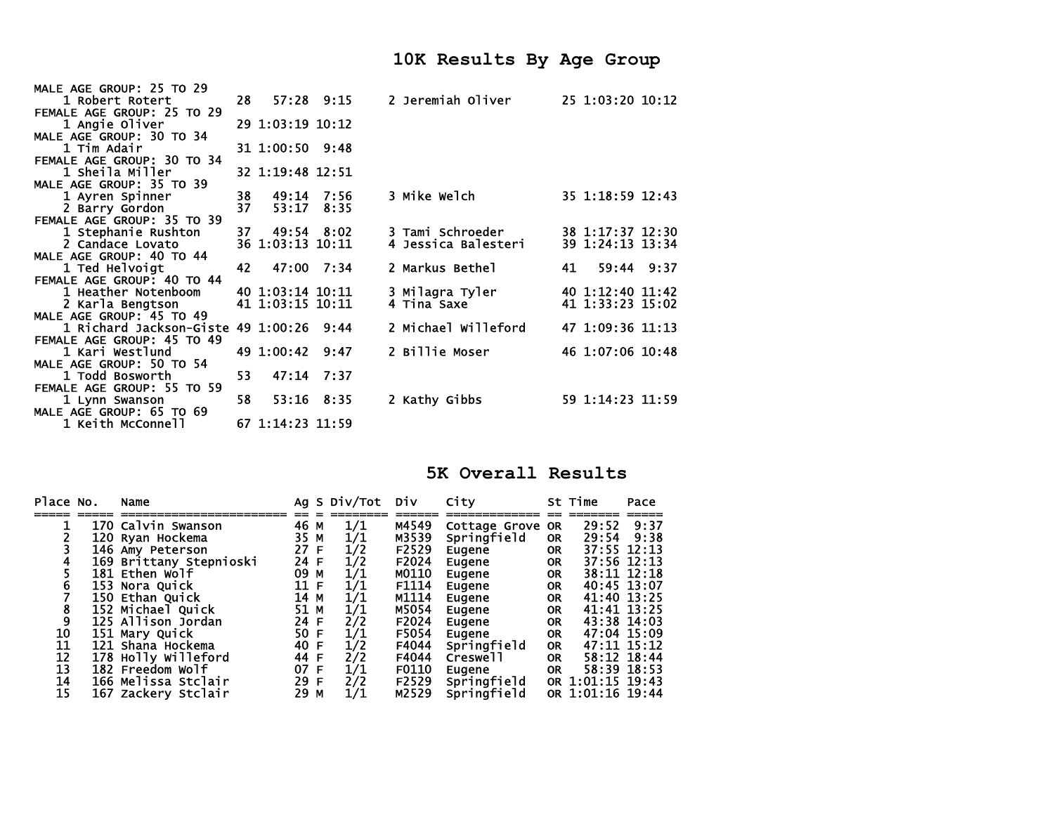# 10K Results By Age Group

```
MALE AGE GROUP: 25 TO 29
    1 Robert Rotert         28   57:28  9:15     2 Jeremiah Oliver       25 1:03:20 10:12
FEMALE AGE GROUP: 25 TO 29
    1 Angie Oliver          29 1:03:19 10:12
MALE AGE GROUP: 30 TO 34
    1 Tim Adair             31 1:00:50  9:48
FEMALE AGE GROUP: 30 TO 34
    1 Sheila Miller         32 1:19:48 12:51
MALE AGE GROUP: 35 TO 39
    1 Ayren Spinner         38   49:14  7:56     3 Mike Welch            35 1:18:59 12:43
    2 Barry Gordon          37   53:17  8:35
FEMALE AGE GROUP: 35 TO 39
    1 Stephanie Rushton     37   49:54  8:02     3 Tami Schroeder        38 1:17:37 12:30
    2 Candace Lovato        36 1:03:13 10:11     4 Jessica Balesteri     39 1:24:13 13:34
MALE AGE GROUP: 40 TO 44
    1 Ted Helvoigt          42   47:00  7:34     2 Markus Bethel         41   59:44  9:37
FEMALE AGE GROUP: 40 TO 44
    1 Heather Notenboom     40 1:03:14 10:11     3 Milagra Tyler         40 1:12:40 11:42
    2 Karla Bengtson        41 1:03:15 10:11     4 Tina Saxe             41 1:33:23 15:02
MALE AGE GROUP: 45 TO 49
    1 Richard Jackson-Giste 49 1:00:26  9:44     2 Michael Willeford     47 1:09:36 11:13
FEMALE AGE GROUP: 45 TO 49
    1 Kari Westlund         49 1:00:42  9:47     2 Billie Moser          46 1:07:06 10:48
MALE AGE GROUP: 50 TO 54
    1 Todd Bosworth         53   47:14  7:37
FEMALE AGE GROUP: 55 TO 59
    1 Lynn Swanson          58   53:16  8:35     2 Kathy Gibbs           59 1:14:23 11:59
MALE AGE GROUP: 65 TO 69
    1 Keith McConnell       67 1:14:23 11:59
```

# 5K Overall Results

| Place | No. | Name | Ag | S | Div/Tot | Div | City | St | Time | Pace |
|---|---|---|---|---|---|---|---|---|---|---|
| 1 | 170 | Calvin Swanson | 46 | M | 1/1 | M4549 | Cottage Grove | OR | 29:52 | 9:37 |
| 2 | 120 | Ryan Hockema | 35 | M | 1/1 | M3539 | Springfield | OR | 29:54 | 9:38 |
| 3 | 146 | Amy Peterson | 27 | F | 1/2 | F2529 | Eugene | OR | 37:55 | 12:13 |
| 4 | 169 | Brittany Stepnioski | 24 | F | 1/2 | F2024 | Eugene | OR | 37:56 | 12:13 |
| 5 | 181 | Ethen Wolf | 09 | M | 1/1 | M0110 | Eugene | OR | 38:11 | 12:18 |
| 6 | 153 | Nora Quick | 11 | F | 1/1 | F1114 | Eugene | OR | 40:45 | 13:07 |
| 7 | 150 | Ethan Quick | 14 | M | 1/1 | M1114 | Eugene | OR | 41:40 | 13:25 |
| 8 | 152 | Michael Quick | 51 | M | 1/1 | M5054 | Eugene | OR | 41:41 | 13:25 |
| 9 | 125 | Allison Jordan | 24 | F | 2/2 | F2024 | Eugene | OR | 43:38 | 14:03 |
| 10 | 151 | Mary Quick | 50 | F | 1/1 | F5054 | Eugene | OR | 47:04 | 15:09 |
| 11 | 121 | Shana Hockema | 40 | F | 1/2 | F4044 | Springfield | OR | 47:11 | 15:12 |
| 12 | 178 | Holly Willeford | 44 | F | 2/2 | F4044 | Creswell | OR | 58:12 | 18:44 |
| 13 | 182 | Freedom Wolf | 07 | F | 1/1 | F0110 | Eugene | OR | 58:39 | 18:53 |
| 14 | 166 | Melissa Stclair | 29 | F | 2/2 | F2529 | Springfield | OR | 1:01:15 | 19:43 |
| 15 | 167 | Zackery Stclair | 29 | M | 1/1 | M2529 | Springfield | OR | 1:01:16 | 19:44 |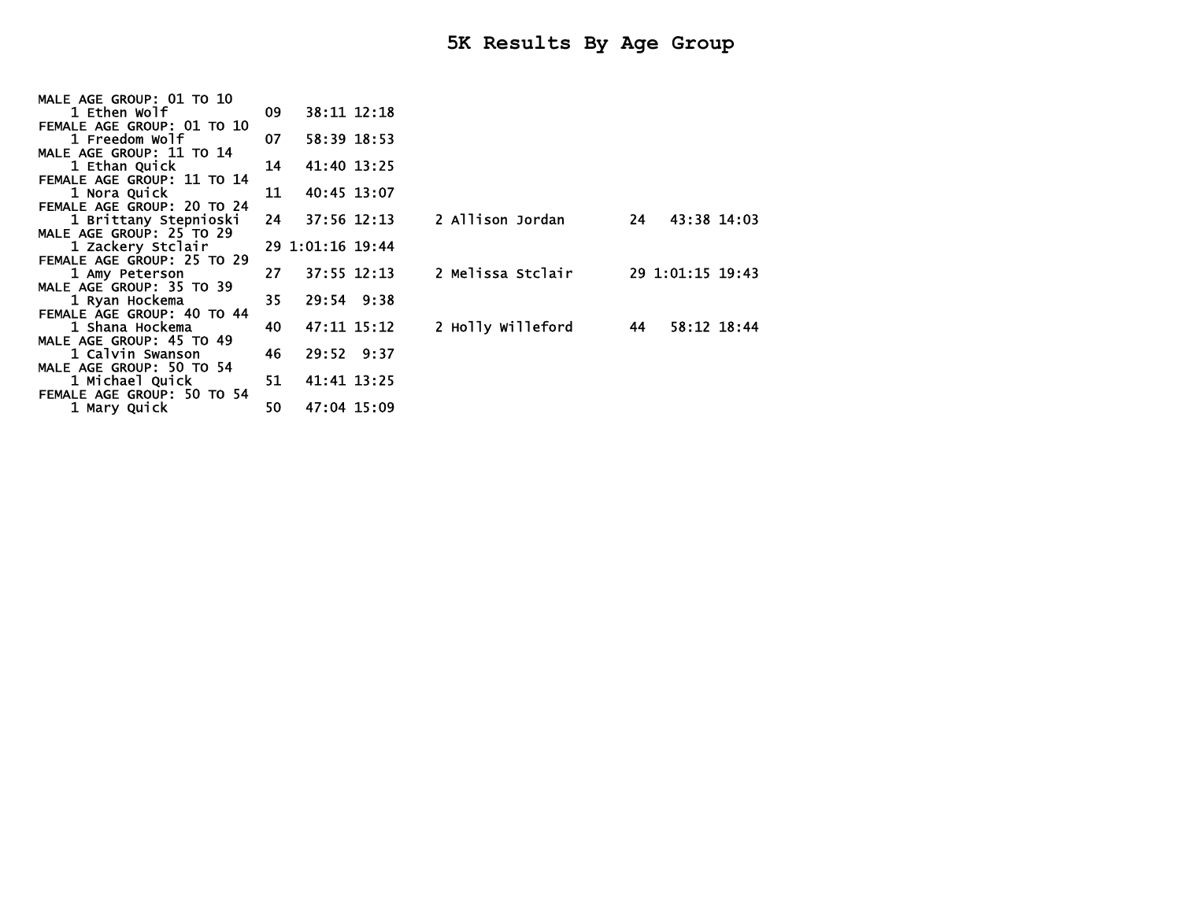# 5K Results By Age Group

```
MALE AGE GROUP: 01 TO 10
    1 Ethen Wolf          09   38:11 12:18
FEMALE AGE GROUP: 01 TO 10
    1 Freedom Wolf        07   58:39 18:53
MALE AGE GROUP: 11 TO 14
    1 Ethan Quick         14   41:40 13:25
FEMALE AGE GROUP: 11 TO 14
    1 Nora Quick          11   40:45 13:07
FEMALE AGE GROUP: 20 TO 24
    1 Brittany Stepnioski 24   37:56 12:13     2 Allison Jordan        24   43:38 14:03
MALE AGE GROUP: 25 TO 29
    1 Zackery Stclair     29 1:01:16 19:44
FEMALE AGE GROUP: 25 TO 29
    1 Amy Peterson        27   37:55 12:13     2 Melissa Stclair       29 1:01:15 19:43
MALE AGE GROUP: 35 TO 39
    1 Ryan Hockema        35   29:54  9:38
FEMALE AGE GROUP: 40 TO 44
    1 Shana Hockema       40   47:11 15:12     2 Holly Willeford       44   58:12 18:44
MALE AGE GROUP: 45 TO 49
    1 Calvin Swanson      46   29:52  9:37
MALE AGE GROUP: 50 TO 54
    1 Michael Quick       51   41:41 13:25
FEMALE AGE GROUP: 50 TO 54
    1 Mary Quick          50   47:04 15:09
```